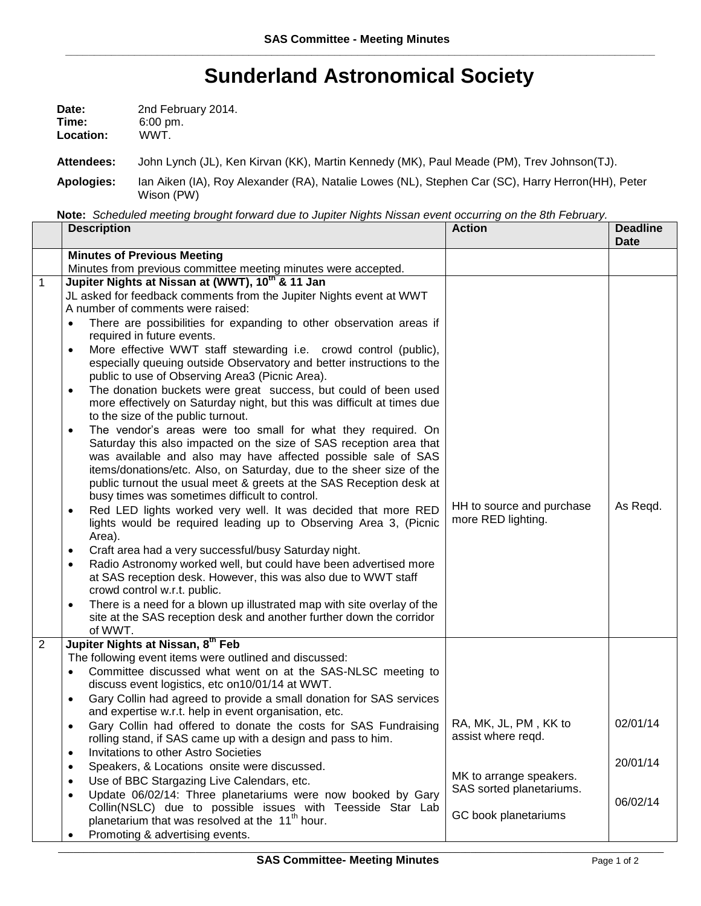# Sunderland Astronomical Society

**Date:** 2nd February 2014.
**Time:** 6:00 pm.
**Location:** WWT.

**Attendees:** John Lynch (JL), Ken Kirvan (KK), Martin Kennedy (MK), Paul Meade (PM), Trev Johnson(TJ).

**Apologies:** Ian Aiken (IA), Roy Alexander (RA), Natalie Lowes (NL), Stephen Car (SC), Harry Herron(HH), Peter Wison (PW)

**Note:** *Scheduled meeting brought forward due to Jupiter Nights Nissan event occurring on the 8th February.*

| | Description | Action | Deadline Date |
|---|---|---|---|
| | **Minutes of Previous Meeting**<br>Minutes from previous committee meeting minutes were accepted. | | |
| 1 | **Jupiter Nights at Nissan at (WWT), 10th & 11 Jan**<br>JL asked for feedback comments from the Jupiter Nights event at WWT<br>A number of comments were raised:<br>• There are possibilities for expanding to other observation areas if required in future events.<br>• More effective WWT staff stewarding i.e. crowd control (public), especially queuing outside Observatory and better instructions to the public to use of Observing Area3 (Picnic Area).<br>• The donation buckets were great success, but could of been used more effectively on Saturday night, but this was difficult at times due to the size of the public turnout.<br>• The vendor's areas were too small for what they required. On Saturday this also impacted on the size of SAS reception area that was available and also may have affected possible sale of SAS items/donations/etc. Also, on Saturday, due to the sheer size of the public turnout the usual meet & greets at the SAS Reception desk at busy times was sometimes difficult to control.<br>• Red LED lights worked very well. It was decided that more RED lights would be required leading up to Observing Area 3, (Picnic Area).<br>• Craft area had a very successful/busy Saturday night.<br>• Radio Astronomy worked well, but could have been advertised more at SAS reception desk. However, this was also due to WWT staff crowd control w.r.t. public.<br>• There is a need for a blown up illustrated map with site overlay of the site at the SAS reception desk and another further down the corridor of WWT. | HH to source and purchase more RED lighting. | As Reqd. |
| 2 | **Jupiter Nights at Nissan, 8th Feb**<br>The following event items were outlined and discussed:<br>• Committee discussed what went on at the SAS-NLSC meeting to discuss event logistics, etc on10/01/14 at WWT.<br>• Gary Collin had agreed to provide a small donation for SAS services and expertise w.r.t. help in event organisation, etc.<br>• Gary Collin had offered to donate the costs for SAS Fundraising rolling stand, if SAS came up with a design and pass to him.<br>• Invitations to other Astro Societies<br>• Speakers, & Locations onsite were discussed.<br>• Use of BBC Stargazing Live Calendars, etc.<br>• Update 06/02/14: Three planetariums were now booked by Gary Collin(NSLC) due to possible issues with Teesside Star Lab planetarium that was resolved at the 11th hour.<br>• Promoting & advertising events. | RA, MK, JL, PM , KK to assist where reqd.<br><br>MK to arrange speakers.<br>SAS sorted planetariums.<br><br>GC book planetariums | 02/01/14<br><br>20/01/14<br><br>06/02/14 |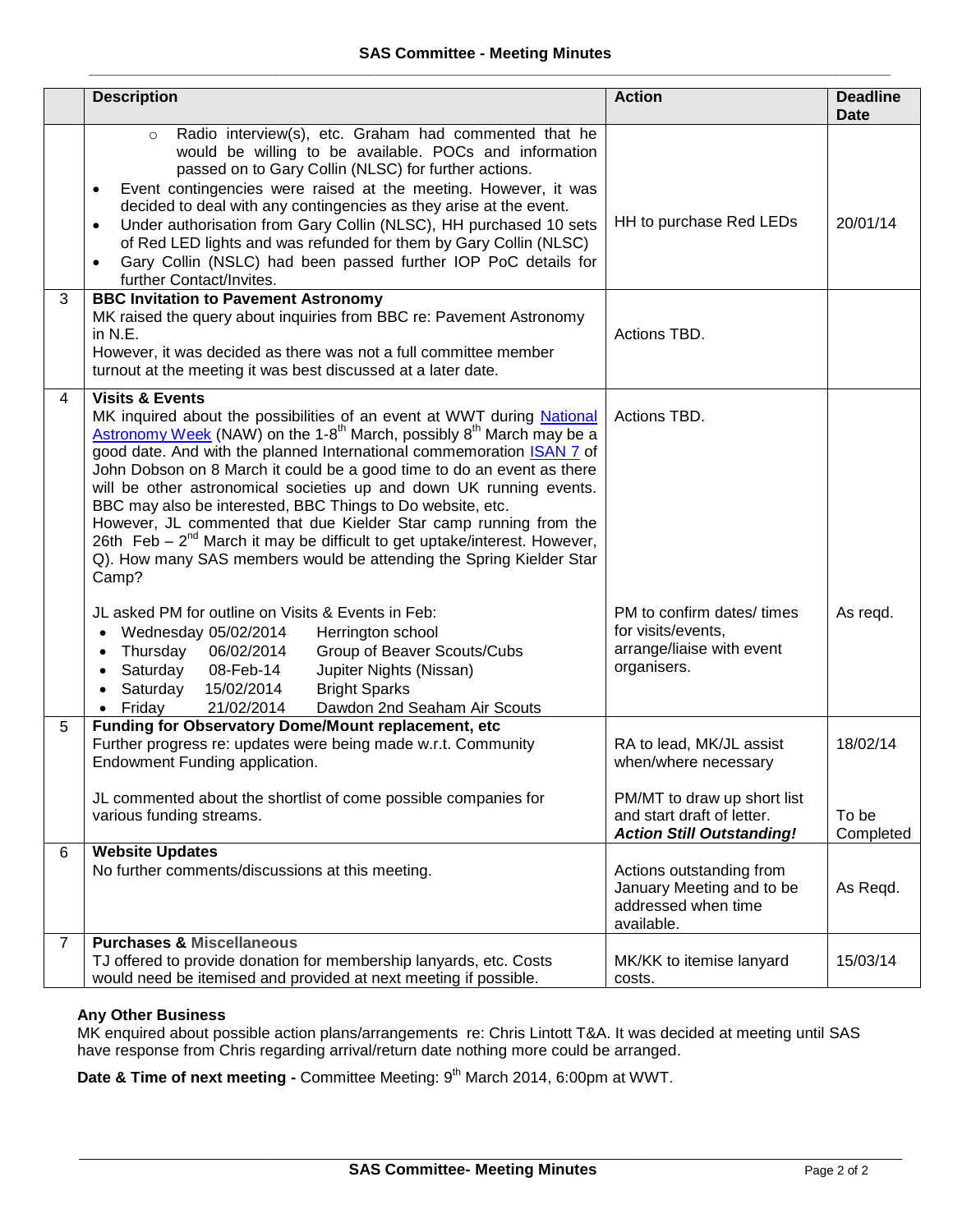| | Description | Action | Deadline Date |
|---|---|---|---|
| | ○ Radio interview(s), etc. Graham had commented that he would be willing to be available. POCs and information passed on to Gary Collin (NLSC) for further actions.<br>• Event contingencies were raised at the meeting. However, it was decided to deal with any contingencies as they arise at the event.<br>• Under authorisation from Gary Collin (NLSC), HH purchased 10 sets of Red LED lights and was refunded for them by Gary Collin (NLSC)<br>• Gary Collin (NSLC) had been passed further IOP PoC details for further Contact/Invites. | HH to purchase Red LEDs | 20/01/14 |
| 3 | **BBC Invitation to Pavement Astronomy**<br>MK raised the query about inquiries from BBC re: Pavement Astronomy in N.E.<br>However, it was decided as there was not a full committee member turnout at the meeting it was best discussed at a later date. | Actions TBD. | |
| 4 | **Visits & Events**<br>MK inquired about the possibilities of an event at WWT during National Astronomy Week (NAW) on the 1-8th March, possibly 8th March may be a good date. And with the planned International commemoration ISAN 7 of John Dobson on 8 March it could be a good time to do an event as there will be other astronomical societies up and down UK running events. BBC may also be interested, BBC Things to Do website, etc.<br>However, JL commented that due Kielder Star camp running from the 26th Feb – 2nd March it may be difficult to get uptake/interest. However, Q). How many SAS members would be attending the Spring Kielder Star Camp? | Actions TBD. | |
| | JL asked PM for outline on Visits & Events in Feb:<br>• Wednesday 05/02/2014 Herrington school<br>• Thursday 06/02/2014 Group of Beaver Scouts/Cubs<br>• Saturday 08-Feb-14 Jupiter Nights (Nissan)<br>• Saturday 15/02/2014 Bright Sparks<br>• Friday 21/02/2014 Dawdon 2nd Seaham Air Scouts | PM to confirm dates/ times for visits/events, arrange/liaise with event organisers. | As reqd. |
| 5 | **Funding for Observatory Dome/Mount replacement, etc**<br>Further progress re: updates were being made w.r.t. Community Endowment Funding application. | RA to lead, MK/JL assist when/where necessary | 18/02/14 |
| | JL commented about the shortlist of come possible companies for various funding streams. | PM/MT to draw up short list and start draft of letter. ***Action Still Outstanding!*** | To be Completed |
| 6 | **Website Updates**<br>No further comments/discussions at this meeting. | Actions outstanding from January Meeting and to be addressed when time available. | As Reqd. |
| 7 | **Purchases & Miscellaneous**<br>TJ offered to provide donation for membership lanyards, etc. Costs would need be itemised and provided at next meeting if possible. | MK/KK to itemise lanyard costs. | 15/03/14 |

**Any Other Business**
MK enquired about possible action plans/arrangements re: Chris Lintott T&A. It was decided at meeting until SAS have response from Chris regarding arrival/return date nothing more could be arranged.

**Date & Time of next meeting -** Committee Meeting: 9th March 2014, 6:00pm at WWT.